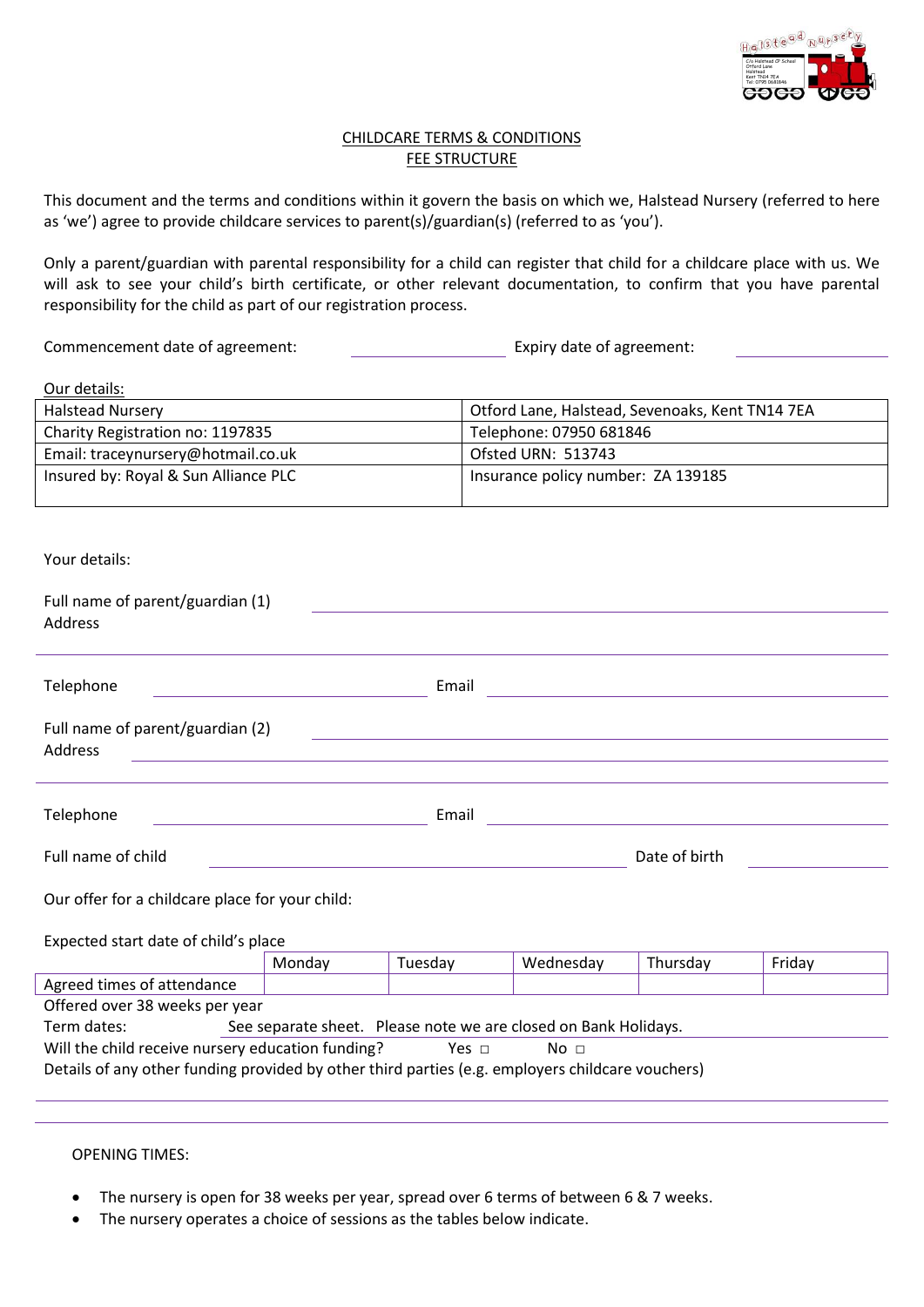# CHILDCARE TERMS & CONDITIONS
## FEE STRUCTURE

This document and the terms and conditions within it govern the basis on which we, Halstead Nursery (referred to here as 'we') agree to provide childcare services to parent(s)/guardian(s) (referred to as 'you').

Only a parent/guardian with parental responsibility for a child can register that child for a childcare place with us. We will ask to see your child's birth certificate, or other relevant documentation, to confirm that you have parental responsibility for the child as part of our registration process.

Commencement date of agreement: ____________ Expiry date of agreement: ____________

Our details:

| | |
|---|---|
| Halstead Nursery | Otford Lane, Halstead, Sevenoaks, Kent TN14 7EA |
| Charity Registration no: 1197835 | Telephone: 07950 681846 |
| Email: traceynursery@hotmail.co.uk | Ofsted URN: 513743 |
| Insured by: Royal & Sun Alliance PLC | Insurance policy number: ZA 139185 |

Your details:

Full name of parent/guardian (1) ______________________________
Address ______________________________

Telephone ____________ Email ______________________________

Full name of parent/guardian (2) ______________________________
Address ______________________________

Telephone ____________ Email ______________________________

Full name of child ______________________________ Date of birth ____________

Our offer for a childcare place for your child:

Expected start date of child's place

| | Monday | Tuesday | Wednesday | Thursday | Friday |
|---|---|---|---|---|---|
| Agreed times of attendance | | | | | |

Offered over 38 weeks per year

Term dates: See separate sheet. Please note we are closed on Bank Holidays.

Will the child receive nursery education funding? Yes □ No □

Details of any other funding provided by other third parties (e.g. employers childcare vouchers)

______________________________

OPENING TIMES:

- The nursery is open for 38 weeks per year, spread over 6 terms of between 6 & 7 weeks.
- The nursery operates a choice of sessions as the tables below indicate.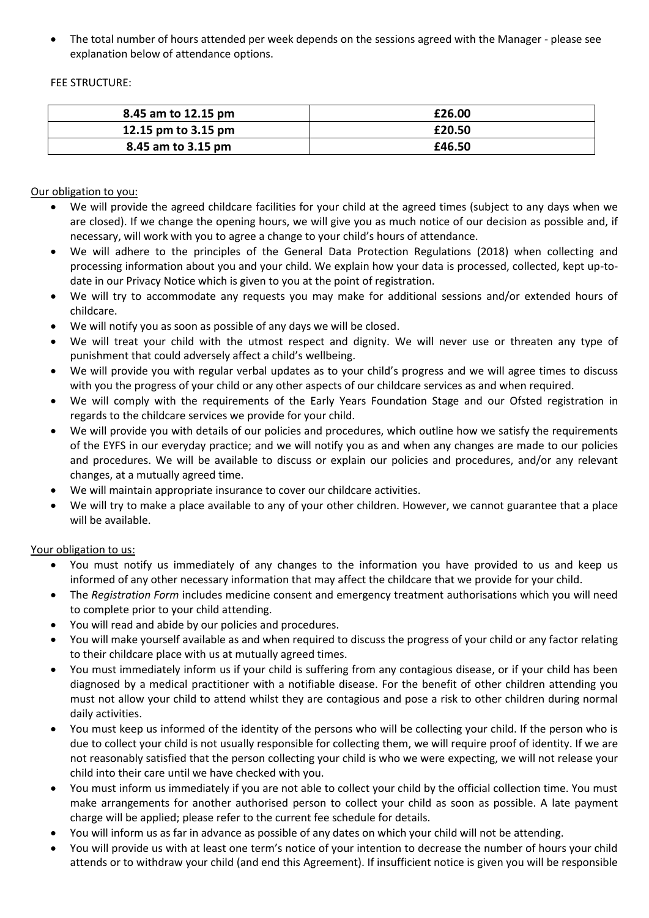- The total number of hours attended per week depends on the sessions agreed with the Manager - please see explanation below of attendance options.

FEE STRUCTURE:

| 8.45 am to 12.15 pm | £26.00 |
|---|---|
| 12.15 pm to 3.15 pm | £20.50 |
| 8.45 am to 3.15 pm | £46.50 |

Our obligation to you:

- We will provide the agreed childcare facilities for your child at the agreed times (subject to any days when we are closed). If we change the opening hours, we will give you as much notice of our decision as possible and, if necessary, will work with you to agree a change to your child's hours of attendance.
- We will adhere to the principles of the General Data Protection Regulations (2018) when collecting and processing information about you and your child. We explain how your data is processed, collected, kept up-to-date in our Privacy Notice which is given to you at the point of registration.
- We will try to accommodate any requests you may make for additional sessions and/or extended hours of childcare.
- We will notify you as soon as possible of any days we will be closed.
- We will treat your child with the utmost respect and dignity. We will never use or threaten any type of punishment that could adversely affect a child's wellbeing.
- We will provide you with regular verbal updates as to your child's progress and we will agree times to discuss with you the progress of your child or any other aspects of our childcare services as and when required.
- We will comply with the requirements of the Early Years Foundation Stage and our Ofsted registration in regards to the childcare services we provide for your child.
- We will provide you with details of our policies and procedures, which outline how we satisfy the requirements of the EYFS in our everyday practice; and we will notify you as and when any changes are made to our policies and procedures. We will be available to discuss or explain our policies and procedures, and/or any relevant changes, at a mutually agreed time.
- We will maintain appropriate insurance to cover our childcare activities.
- We will try to make a place available to any of your other children. However, we cannot guarantee that a place will be available.

Your obligation to us:

- You must notify us immediately of any changes to the information you have provided to us and keep us informed of any other necessary information that may affect the childcare that we provide for your child.
- The *Registration Form* includes medicine consent and emergency treatment authorisations which you will need to complete prior to your child attending.
- You will read and abide by our policies and procedures.
- You will make yourself available as and when required to discuss the progress of your child or any factor relating to their childcare place with us at mutually agreed times.
- You must immediately inform us if your child is suffering from any contagious disease, or if your child has been diagnosed by a medical practitioner with a notifiable disease. For the benefit of other children attending you must not allow your child to attend whilst they are contagious and pose a risk to other children during normal daily activities.
- You must keep us informed of the identity of the persons who will be collecting your child. If the person who is due to collect your child is not usually responsible for collecting them, we will require proof of identity. If we are not reasonably satisfied that the person collecting your child is who we were expecting, we will not release your child into their care until we have checked with you.
- You must inform us immediately if you are not able to collect your child by the official collection time. You must make arrangements for another authorised person to collect your child as soon as possible. A late payment charge will be applied; please refer to the current fee schedule for details.
- You will inform us as far in advance as possible of any dates on which your child will not be attending.
- You will provide us with at least one term's notice of your intention to decrease the number of hours your child attends or to withdraw your child (and end this Agreement). If insufficient notice is given you will be responsible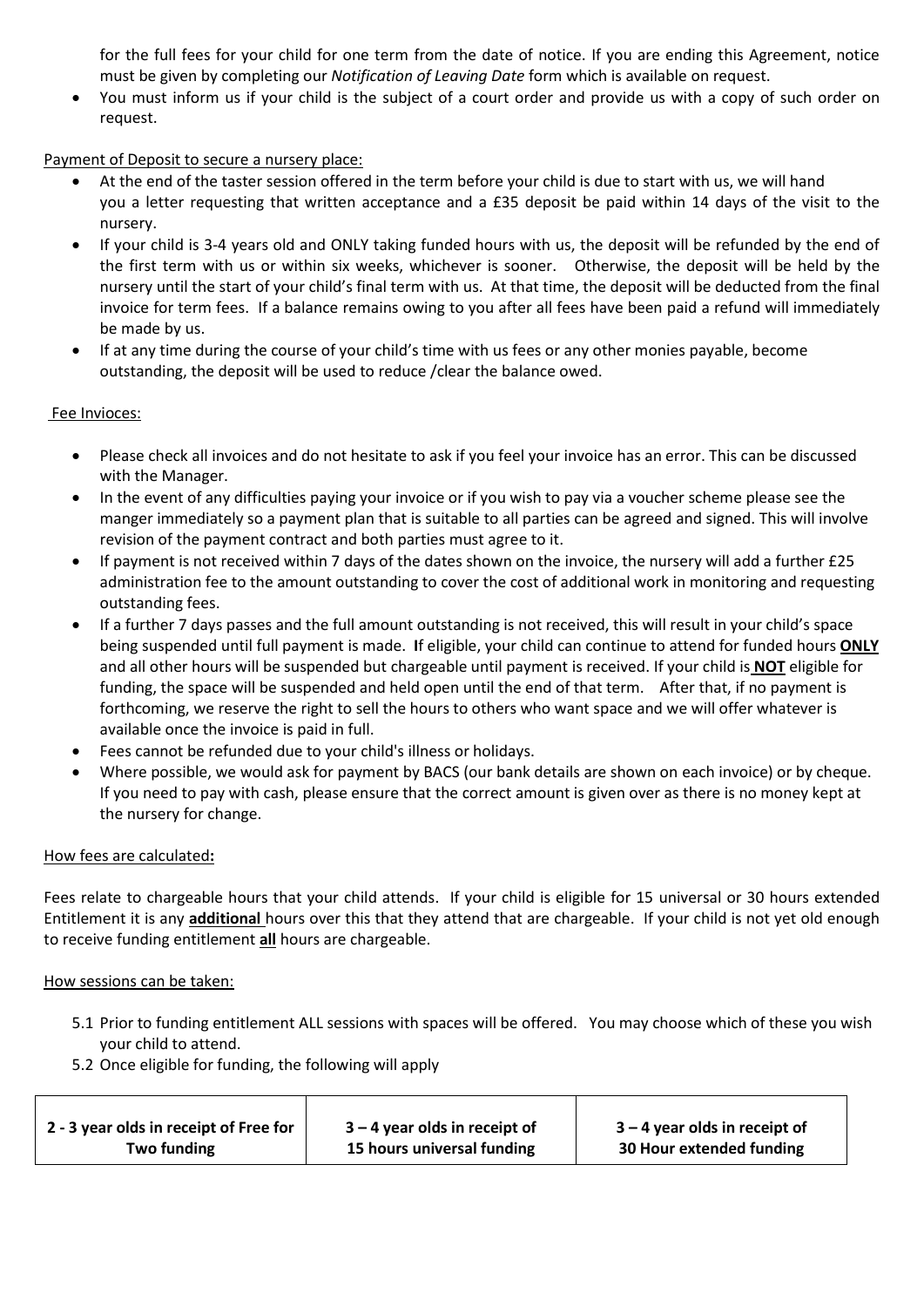- for the full fees for your child for one term from the date of notice. If you are ending this Agreement, notice must be given by completing our *Notification of Leaving Date* form which is available on request.
- You must inform us if your child is the subject of a court order and provide us with a copy of such order on request.

Payment of Deposit to secure a nursery place:

- At the end of the taster session offered in the term before your child is due to start with us, we will hand you a letter requesting that written acceptance and a £35 deposit be paid within 14 days of the visit to the nursery.
- If your child is 3-4 years old and ONLY taking funded hours with us, the deposit will be refunded by the end of the first term with us or within six weeks, whichever is sooner. Otherwise, the deposit will be held by the nursery until the start of your child's final term with us. At that time, the deposit will be deducted from the final invoice for term fees. If a balance remains owing to you after all fees have been paid a refund will immediately be made by us.
- If at any time during the course of your child's time with us fees or any other monies payable, become outstanding, the deposit will be used to reduce /clear the balance owed.

Fee Invioces:

- Please check all invoices and do not hesitate to ask if you feel your invoice has an error. This can be discussed with the Manager.
- In the event of any difficulties paying your invoice or if you wish to pay via a voucher scheme please see the manger immediately so a payment plan that is suitable to all parties can be agreed and signed. This will involve revision of the payment contract and both parties must agree to it.
- If payment is not received within 7 days of the dates shown on the invoice, the nursery will add a further £25 administration fee to the amount outstanding to cover the cost of additional work in monitoring and requesting outstanding fees.
- If a further 7 days passes and the full amount outstanding is not received, this will result in your child's space being suspended until full payment is made. **I**f eligible, your child can continue to attend for funded hours **ONLY** and all other hours will be suspended but chargeable until payment is received. If your child is **NOT** eligible for funding, the space will be suspended and held open until the end of that term. After that, if no payment is forthcoming, we reserve the right to sell the hours to others who want space and we will offer whatever is available once the invoice is paid in full.
- Fees cannot be refunded due to your child's illness or holidays.
- Where possible, we would ask for payment by BACS (our bank details are shown on each invoice) or by cheque. If you need to pay with cash, please ensure that the correct amount is given over as there is no money kept at the nursery for change.

How fees are calculated**:**

Fees relate to chargeable hours that your child attends. If your child is eligible for 15 universal or 30 hours extended Entitlement it is any **additional** hours over this that they attend that are chargeable. If your child is not yet old enough to receive funding entitlement **all** hours are chargeable.

How sessions can be taken:

5.1 Prior to funding entitlement ALL sessions with spaces will be offered. You may choose which of these you wish your child to attend.

5.2 Once eligible for funding, the following will apply

| 2 - 3 year olds in receipt of Free for Two funding | 3 – 4 year olds in receipt of 15 hours universal funding | 3 – 4 year olds in receipt of 30 Hour extended funding |
|---|---|---|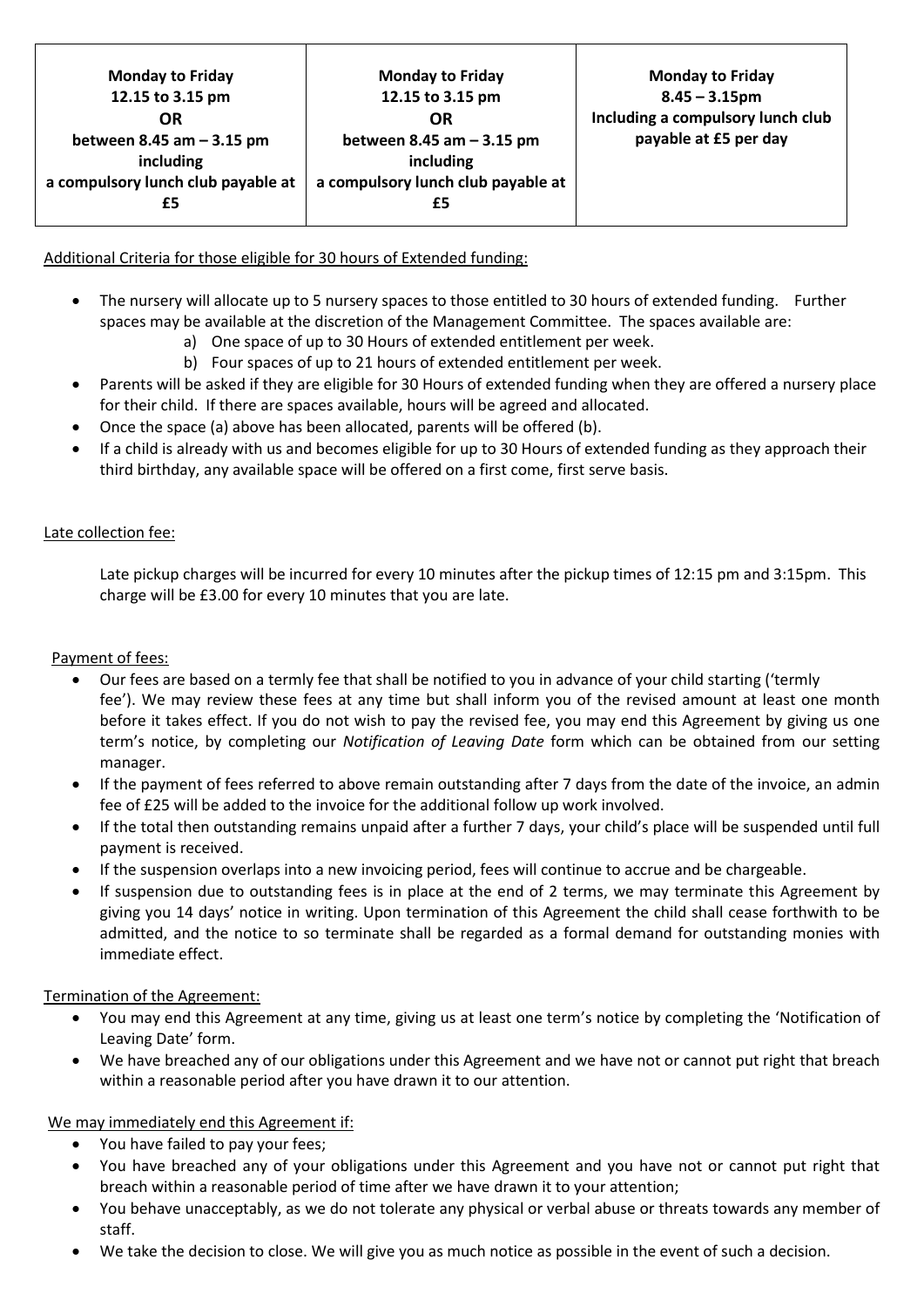| **Monday to Friday 12.15 to 3.15 pm OR between 8.45 am – 3.15 pm including a compulsory lunch club payable at £5** | **Monday to Friday 12.15 to 3.15 pm OR between 8.45 am – 3.15 pm including a compulsory lunch club payable at £5** | **Monday to Friday 8.45 – 3.15pm Including a compulsory lunch club payable at £5 per day** |
|---|---|---|

Additional Criteria for those eligible for 30 hours of Extended funding:

- The nursery will allocate up to 5 nursery spaces to those entitled to 30 hours of extended funding. Further spaces may be available at the discretion of the Management Committee. The spaces available are:
  a) One space of up to 30 Hours of extended entitlement per week.
  b) Four spaces of up to 21 hours of extended entitlement per week.
- Parents will be asked if they are eligible for 30 Hours of extended funding when they are offered a nursery place for their child. If there are spaces available, hours will be agreed and allocated.
- Once the space (a) above has been allocated, parents will be offered (b).
- If a child is already with us and becomes eligible for up to 30 Hours of extended funding as they approach their third birthday, any available space will be offered on a first come, first serve basis.

Late collection fee:

Late pickup charges will be incurred for every 10 minutes after the pickup times of 12:15 pm and 3:15pm. This charge will be £3.00 for every 10 minutes that you are late.

Payment of fees:

- Our fees are based on a termly fee that shall be notified to you in advance of your child starting ('termly fee'). We may review these fees at any time but shall inform you of the revised amount at least one month before it takes effect. If you do not wish to pay the revised fee, you may end this Agreement by giving us one term's notice, by completing our *Notification of Leaving Date* form which can be obtained from our setting manager.
- If the payment of fees referred to above remain outstanding after 7 days from the date of the invoice, an admin fee of £25 will be added to the invoice for the additional follow up work involved.
- If the total then outstanding remains unpaid after a further 7 days, your child's place will be suspended until full payment is received.
- If the suspension overlaps into a new invoicing period, fees will continue to accrue and be chargeable.
- If suspension due to outstanding fees is in place at the end of 2 terms, we may terminate this Agreement by giving you 14 days' notice in writing. Upon termination of this Agreement the child shall cease forthwith to be admitted, and the notice to so terminate shall be regarded as a formal demand for outstanding monies with immediate effect.

Termination of the Agreement:

- You may end this Agreement at any time, giving us at least one term's notice by completing the 'Notification of Leaving Date' form.
- We have breached any of our obligations under this Agreement and we have not or cannot put right that breach within a reasonable period after you have drawn it to our attention.

We may immediately end this Agreement if:

- You have failed to pay your fees;
- You have breached any of your obligations under this Agreement and you have not or cannot put right that breach within a reasonable period of time after we have drawn it to your attention;
- You behave unacceptably, as we do not tolerate any physical or verbal abuse or threats towards any member of staff.
- We take the decision to close. We will give you as much notice as possible in the event of such a decision.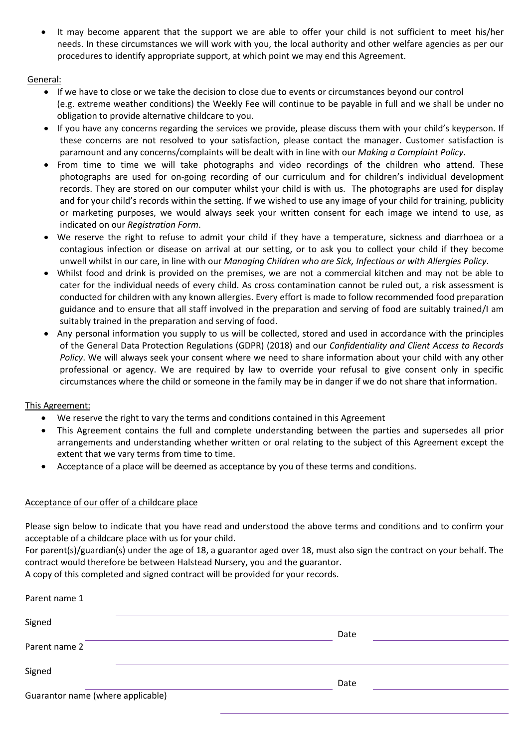- It may become apparent that the support we are able to offer your child is not sufficient to meet his/her needs. In these circumstances we will work with you, the local authority and other welfare agencies as per our procedures to identify appropriate support, at which point we may end this Agreement.

General:

- If we have to close or we take the decision to close due to events or circumstances beyond our control (e.g. extreme weather conditions) the Weekly Fee will continue to be payable in full and we shall be under no obligation to provide alternative childcare to you.
- If you have any concerns regarding the services we provide, please discuss them with your child's keyperson. If these concerns are not resolved to your satisfaction, please contact the manager. Customer satisfaction is paramount and any concerns/complaints will be dealt with in line with our *Making a Complaint Policy*.
- From time to time we will take photographs and video recordings of the children who attend. These photographs are used for on-going recording of our curriculum and for children's individual development records. They are stored on our computer whilst your child is with us. The photographs are used for display and for your child's records within the setting. If we wished to use any image of your child for training, publicity or marketing purposes, we would always seek your written consent for each image we intend to use, as indicated on our *Registration Form*.
- We reserve the right to refuse to admit your child if they have a temperature, sickness and diarrhoea or a contagious infection or disease on arrival at our setting, or to ask you to collect your child if they become unwell whilst in our care, in line with our *Managing Children who are Sick, Infectious or with Allergies Policy*.
- Whilst food and drink is provided on the premises, we are not a commercial kitchen and may not be able to cater for the individual needs of every child. As cross contamination cannot be ruled out, a risk assessment is conducted for children with any known allergies. Every effort is made to follow recommended food preparation guidance and to ensure that all staff involved in the preparation and serving of food are suitably trained/I am suitably trained in the preparation and serving of food.
- Any personal information you supply to us will be collected, stored and used in accordance with the principles of the General Data Protection Regulations (GDPR) (2018) and our *Confidentiality and Client Access to Records Policy*. We will always seek your consent where we need to share information about your child with any other professional or agency. We are required by law to override your refusal to give consent only in specific circumstances where the child or someone in the family may be in danger if we do not share that information.

This Agreement:

- We reserve the right to vary the terms and conditions contained in this Agreement
- This Agreement contains the full and complete understanding between the parties and supersedes all prior arrangements and understanding whether written or oral relating to the subject of this Agreement except the extent that we vary terms from time to time.
- Acceptance of a place will be deemed as acceptance by you of these terms and conditions.

Acceptance of our offer of a childcare place

Please sign below to indicate that you have read and understood the above terms and conditions and to confirm your acceptable of a childcare place with us for your child.
For parent(s)/guardian(s) under the age of 18, a guarantor aged over 18, must also sign the contract on your behalf. The contract would therefore be between Halstead Nursery, you and the guarantor.
A copy of this completed and signed contract will be provided for your records.

Parent name 1 ______________________________

Signed ______________________________ Date ______________

Parent name 2 ______________________________

Signed ______________________________ Date ______________

Guarantor name (where applicable) ______________________________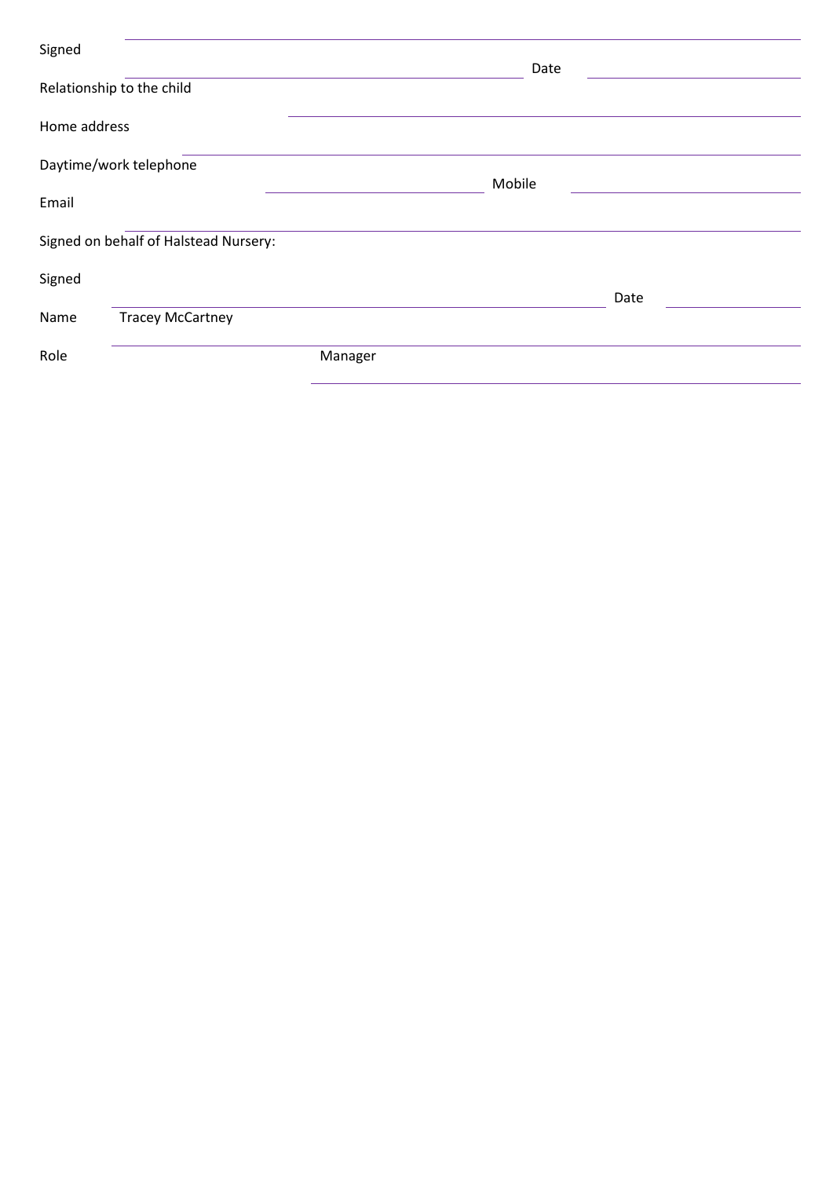Signed _______________________________________________ Date ____________________

Relationship to the child _______________________________________________

Home address _______________________________________________

Daytime/work telephone ______________________ Mobile ______________________

Email _______________________________________________

Signed on behalf of Halstead Nursery:

Signed _______________________________________________ Date ____________________

Name Tracey McCartney

Role Manager